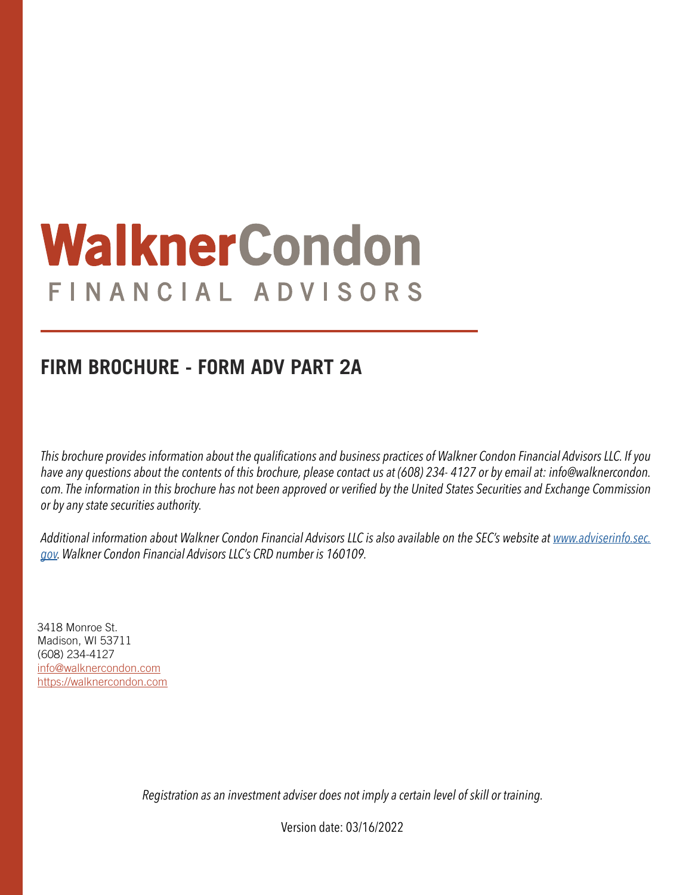# WalknerCondon

FINANCIAL ADVISORS

## FIRM BROCHURE - FORM ADV PART 2A

*This brochure provides information about the qualifications and business practices of Walkner Condon Financial Advisors LLC. If you have any questions about the contents of this brochure, please contact us at (608) 234- 4127 or by email at: info@walknercondon.com. The information in this brochure has not been approved or verified by the United States Securities and Exchange Commission or by any state securities authority.*

*Additional information about Walkner Condon Financial Advisors LLC is also available on the SEC's website at [www.adviserinfo.sec.gov](http://www.adviserinfo.sec.gov). Walkner Condon Financial Advisors LLC's CRD number is 160109.*

3418 Monroe St.
Madison, WI 53711
(608) 234-4127
[info@walknercondon.com](mailto:info@walknercondon.com)
[https://walknercondon.com](https://walknercondon.com)

*Registration as an investment adviser does not imply a certain level of skill or training.*

Version date: 03/16/2022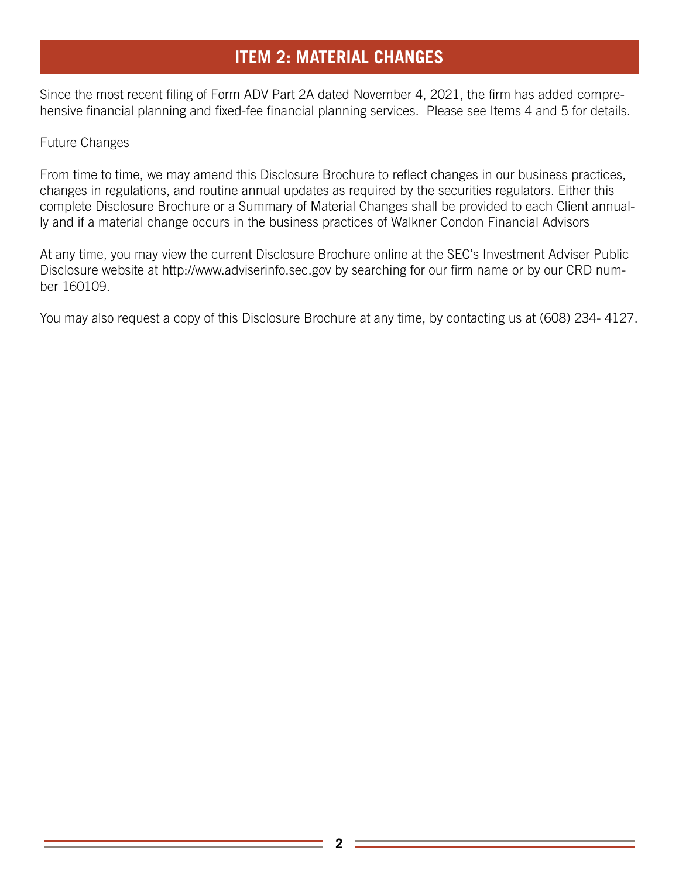## ITEM 2: MATERIAL CHANGES

Since the most recent filing of Form ADV Part 2A dated November 4, 2021, the firm has added comprehensive financial planning and fixed-fee financial planning services. Please see Items 4 and 5 for details.

Future Changes

From time to time, we may amend this Disclosure Brochure to reflect changes in our business practices, changes in regulations, and routine annual updates as required by the securities regulators. Either this complete Disclosure Brochure or a Summary of Material Changes shall be provided to each Client annually and if a material change occurs in the business practices of Walkner Condon Financial Advisors

At any time, you may view the current Disclosure Brochure online at the SEC's Investment Adviser Public Disclosure website at http://www.adviserinfo.sec.gov by searching for our firm name or by our CRD number 160109.

You may also request a copy of this Disclosure Brochure at any time, by contacting us at (608) 234- 4127.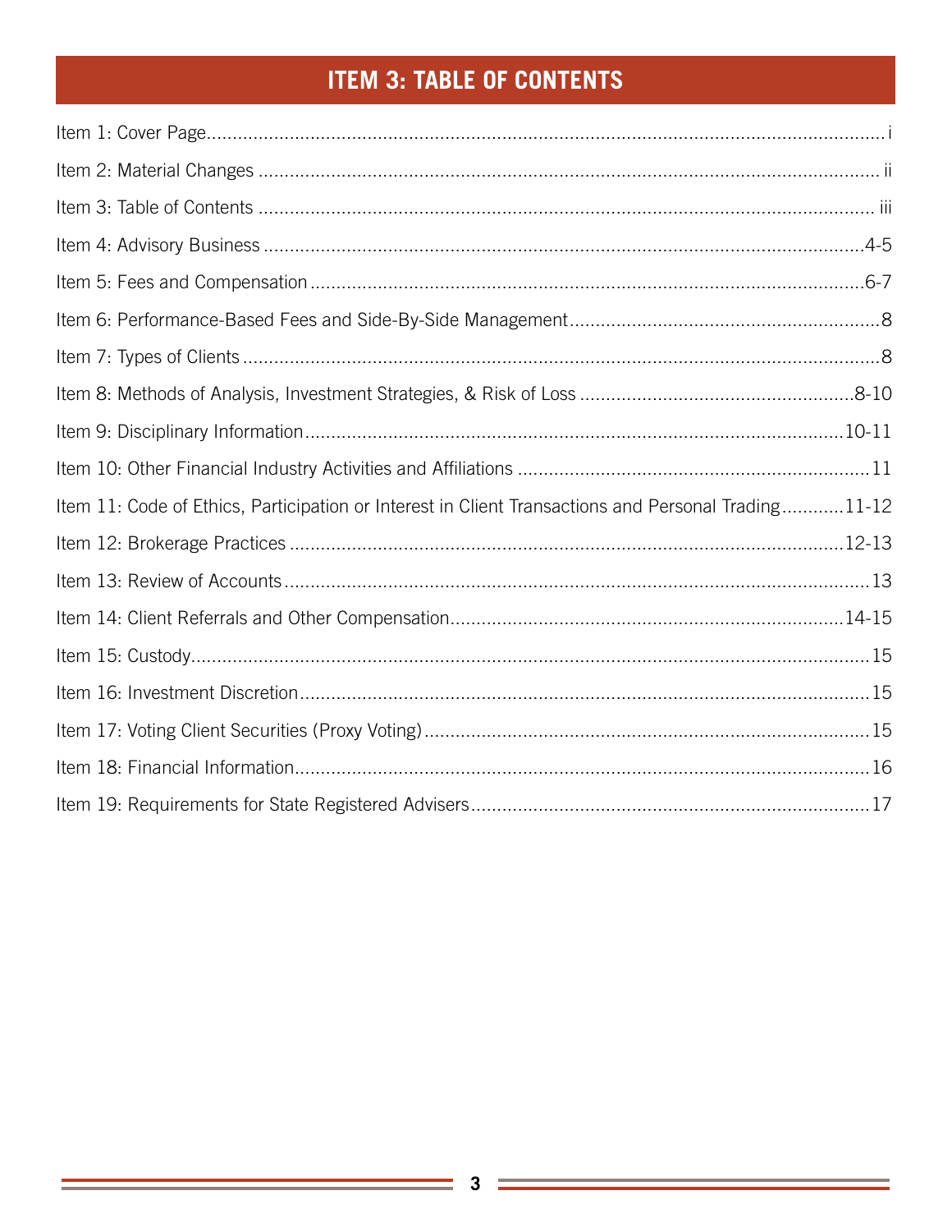# ITEM 3: TABLE OF CONTENTS

Item 1: Cover Page.......................................................................................................................i

Item 2: Material Changes .............................................................................................................ii

Item 3: Table of Contents .............................................................................................................iii

Item 4: Advisory Business ..........................................................................................................4-5

Item 5: Fees and Compensation ...................................................................................................6-7

Item 6: Performance-Based Fees and Side-By-Side Management.......................................................8

Item 7: Types of Clients ................................................................................................................8

Item 8: Methods of Analysis, Investment Strategies, & Risk of Loss .................................................8-10

Item 9: Disciplinary Information..................................................................................................10-11

Item 10: Other Financial Industry Activities and Affiliations ..............................................................11

Item 11: Code of Ethics, Participation or Interest in Client Transactions and Personal Trading............11-12

Item 12: Brokerage Practices ......................................................................................................12-13

Item 13: Review of Accounts.........................................................................................................13

Item 14: Client Referrals and Other Compensation.....................................................................14-15

Item 15: Custody............................................................................................................................15

Item 16: Investment Discretion.......................................................................................................15

Item 17: Voting Client Securities (Proxy Voting)..............................................................................15

Item 18: Financial Information.........................................................................................................16

Item 19: Requirements for State Registered Advisers.......................................................................17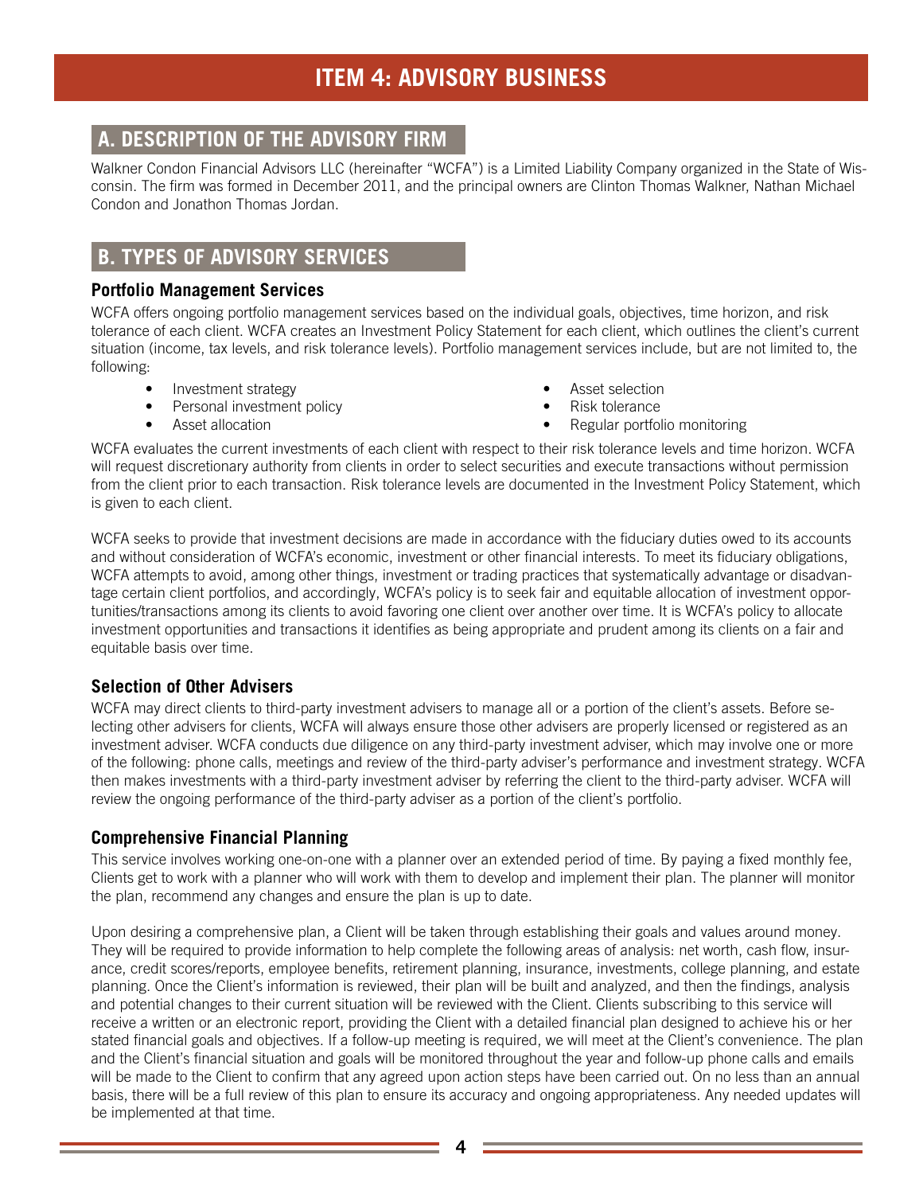# ITEM 4: ADVISORY BUSINESS

## A. DESCRIPTION OF THE ADVISORY FIRM

Walkner Condon Financial Advisors LLC (hereinafter "WCFA") is a Limited Liability Company organized in the State of Wisconsin. The firm was formed in December 2011, and the principal owners are Clinton Thomas Walkner, Nathan Michael Condon and Jonathon Thomas Jordan.

## B. TYPES OF ADVISORY SERVICES

### Portfolio Management Services

WCFA offers ongoing portfolio management services based on the individual goals, objectives, time horizon, and risk tolerance of each client. WCFA creates an Investment Policy Statement for each client, which outlines the client's current situation (income, tax levels, and risk tolerance levels). Portfolio management services include, but are not limited to, the following:

- Investment strategy
- Personal investment policy
- Asset allocation
- Asset selection
- Risk tolerance
- Regular portfolio monitoring

WCFA evaluates the current investments of each client with respect to their risk tolerance levels and time horizon. WCFA will request discretionary authority from clients in order to select securities and execute transactions without permission from the client prior to each transaction. Risk tolerance levels are documented in the Investment Policy Statement, which is given to each client.

WCFA seeks to provide that investment decisions are made in accordance with the fiduciary duties owed to its accounts and without consideration of WCFA's economic, investment or other financial interests. To meet its fiduciary obligations, WCFA attempts to avoid, among other things, investment or trading practices that systematically advantage or disadvantage certain client portfolios, and accordingly, WCFA's policy is to seek fair and equitable allocation of investment opportunities/transactions among its clients to avoid favoring one client over another over time. It is WCFA's policy to allocate investment opportunities and transactions it identifies as being appropriate and prudent among its clients on a fair and equitable basis over time.

### Selection of Other Advisers

WCFA may direct clients to third-party investment advisers to manage all or a portion of the client's assets. Before selecting other advisers for clients, WCFA will always ensure those other advisers are properly licensed or registered as an investment adviser. WCFA conducts due diligence on any third-party investment adviser, which may involve one or more of the following: phone calls, meetings and review of the third-party adviser's performance and investment strategy. WCFA then makes investments with a third-party investment adviser by referring the client to the third-party adviser. WCFA will review the ongoing performance of the third-party adviser as a portion of the client's portfolio.

### Comprehensive Financial Planning

This service involves working one-on-one with a planner over an extended period of time. By paying a fixed monthly fee, Clients get to work with a planner who will work with them to develop and implement their plan. The planner will monitor the plan, recommend any changes and ensure the plan is up to date.

Upon desiring a comprehensive plan, a Client will be taken through establishing their goals and values around money. They will be required to provide information to help complete the following areas of analysis: net worth, cash flow, insurance, credit scores/reports, employee benefits, retirement planning, insurance, investments, college planning, and estate planning. Once the Client's information is reviewed, their plan will be built and analyzed, and then the findings, analysis and potential changes to their current situation will be reviewed with the Client. Clients subscribing to this service will receive a written or an electronic report, providing the Client with a detailed financial plan designed to achieve his or her stated financial goals and objectives. If a follow-up meeting is required, we will meet at the Client's convenience. The plan and the Client's financial situation and goals will be monitored throughout the year and follow-up phone calls and emails will be made to the Client to confirm that any agreed upon action steps have been carried out. On no less than an annual basis, there will be a full review of this plan to ensure its accuracy and ongoing appropriateness. Any needed updates will be implemented at that time.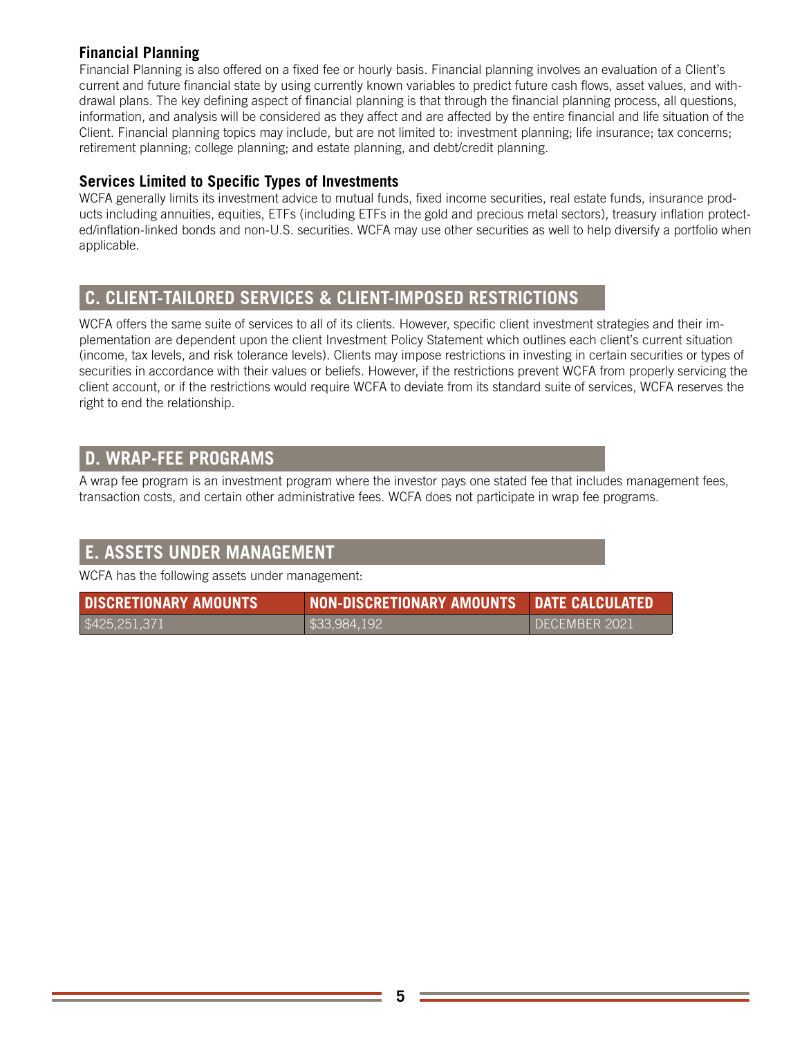### Financial Planning

Financial Planning is also offered on a fixed fee or hourly basis. Financial planning involves an evaluation of a Client's current and future financial state by using currently known variables to predict future cash flows, asset values, and withdrawal plans. The key defining aspect of financial planning is that through the financial planning process, all questions, information, and analysis will be considered as they affect and are affected by the entire financial and life situation of the Client. Financial planning topics may include, but are not limited to: investment planning; life insurance; tax concerns; retirement planning; college planning; and estate planning, and debt/credit planning.

### Services Limited to Specific Types of Investments

WCFA generally limits its investment advice to mutual funds, fixed income securities, real estate funds, insurance products including annuities, equities, ETFs (including ETFs in the gold and precious metal sectors), treasury inflation protected/inflation-linked bonds and non-U.S. securities. WCFA may use other securities as well to help diversify a portfolio when applicable.

## C. CLIENT-TAILORED SERVICES & CLIENT-IMPOSED RESTRICTIONS

WCFA offers the same suite of services to all of its clients. However, specific client investment strategies and their implementation are dependent upon the client Investment Policy Statement which outlines each client's current situation (income, tax levels, and risk tolerance levels). Clients may impose restrictions in investing in certain securities or types of securities in accordance with their values or beliefs. However, if the restrictions prevent WCFA from properly servicing the client account, or if the restrictions would require WCFA to deviate from its standard suite of services, WCFA reserves the right to end the relationship.

## D. WRAP-FEE PROGRAMS

A wrap fee program is an investment program where the investor pays one stated fee that includes management fees, transaction costs, and certain other administrative fees. WCFA does not participate in wrap fee programs.

## E. ASSETS UNDER MANAGEMENT

WCFA has the following assets under management:

| DISCRETIONARY AMOUNTS | NON-DISCRETIONARY AMOUNTS | DATE CALCULATED |
|---|---|---|
| $425,251,371 | $33,984,192 | DECEMBER 2021 |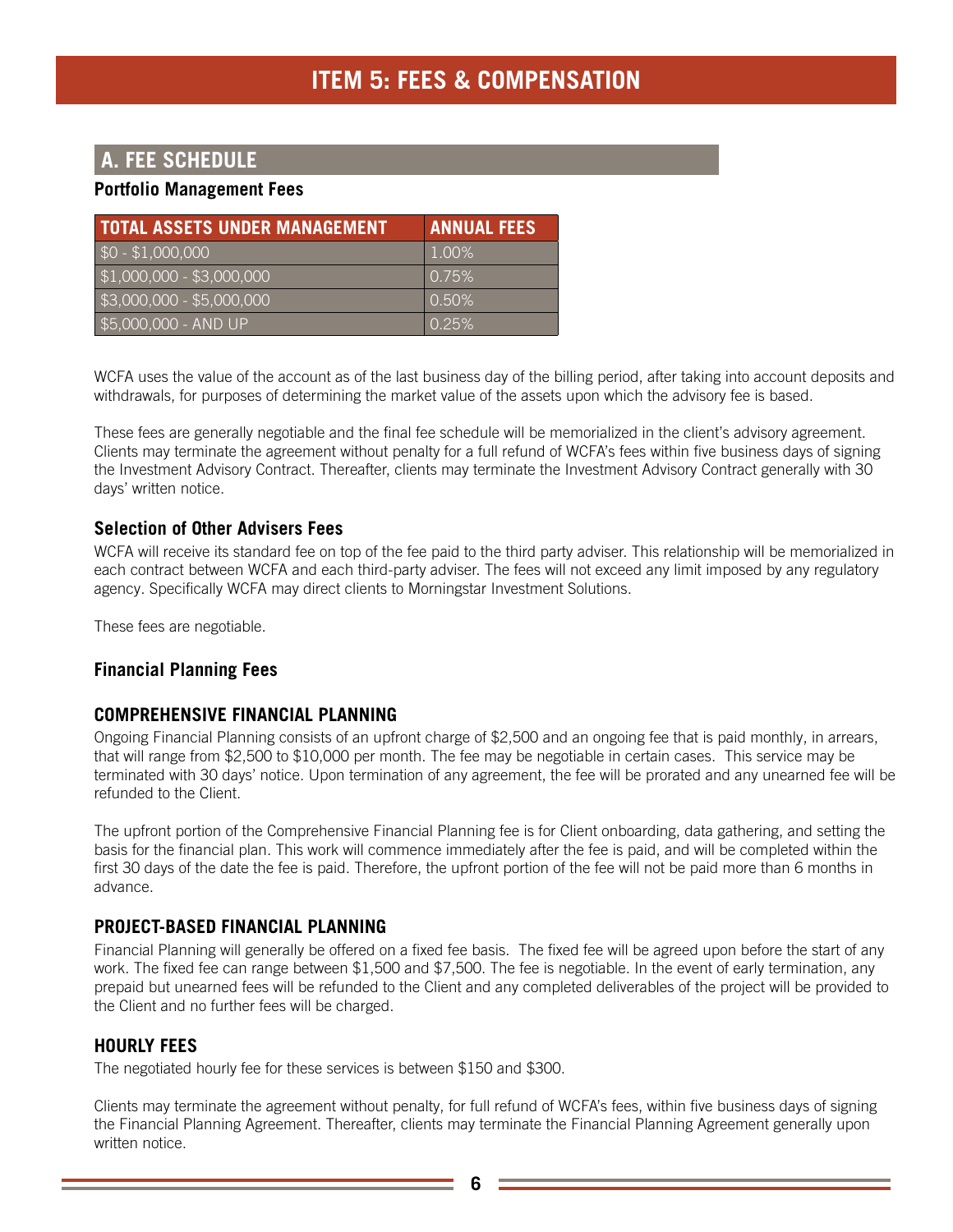# ITEM 5: FEES & COMPENSATION

## A. FEE SCHEDULE

### Portfolio Management Fees

| TOTAL ASSETS UNDER MANAGEMENT | ANNUAL FEES |
|---|---|
| $0 - $1,000,000 | 1.00% |
| $1,000,000 - $3,000,000 | 0.75% |
| $3,000,000 - $5,000,000 | 0.50% |
| $5,000,000 - AND UP | 0.25% |

WCFA uses the value of the account as of the last business day of the billing period, after taking into account deposits and withdrawals, for purposes of determining the market value of the assets upon which the advisory fee is based.

These fees are generally negotiable and the final fee schedule will be memorialized in the client's advisory agreement. Clients may terminate the agreement without penalty for a full refund of WCFA's fees within five business days of signing the Investment Advisory Contract. Thereafter, clients may terminate the Investment Advisory Contract generally with 30 days' written notice.

### Selection of Other Advisers Fees

WCFA will receive its standard fee on top of the fee paid to the third party adviser. This relationship will be memorialized in each contract between WCFA and each third-party adviser. The fees will not exceed any limit imposed by any regulatory agency. Specifically WCFA may direct clients to Morningstar Investment Solutions.

These fees are negotiable.

### Financial Planning Fees

#### COMPREHENSIVE FINANCIAL PLANNING

Ongoing Financial Planning consists of an upfront charge of $2,500 and an ongoing fee that is paid monthly, in arrears, that will range from $2,500 to $10,000 per month. The fee may be negotiable in certain cases. This service may be terminated with 30 days' notice. Upon termination of any agreement, the fee will be prorated and any unearned fee will be refunded to the Client.

The upfront portion of the Comprehensive Financial Planning fee is for Client onboarding, data gathering, and setting the basis for the financial plan. This work will commence immediately after the fee is paid, and will be completed within the first 30 days of the date the fee is paid. Therefore, the upfront portion of the fee will not be paid more than 6 months in advance.

#### PROJECT-BASED FINANCIAL PLANNING

Financial Planning will generally be offered on a fixed fee basis. The fixed fee will be agreed upon before the start of any work. The fixed fee can range between $1,500 and $7,500. The fee is negotiable. In the event of early termination, any prepaid but unearned fees will be refunded to the Client and any completed deliverables of the project will be provided to the Client and no further fees will be charged.

#### HOURLY FEES

The negotiated hourly fee for these services is between $150 and $300.

Clients may terminate the agreement without penalty, for full refund of WCFA's fees, within five business days of signing the Financial Planning Agreement. Thereafter, clients may terminate the Financial Planning Agreement generally upon written notice.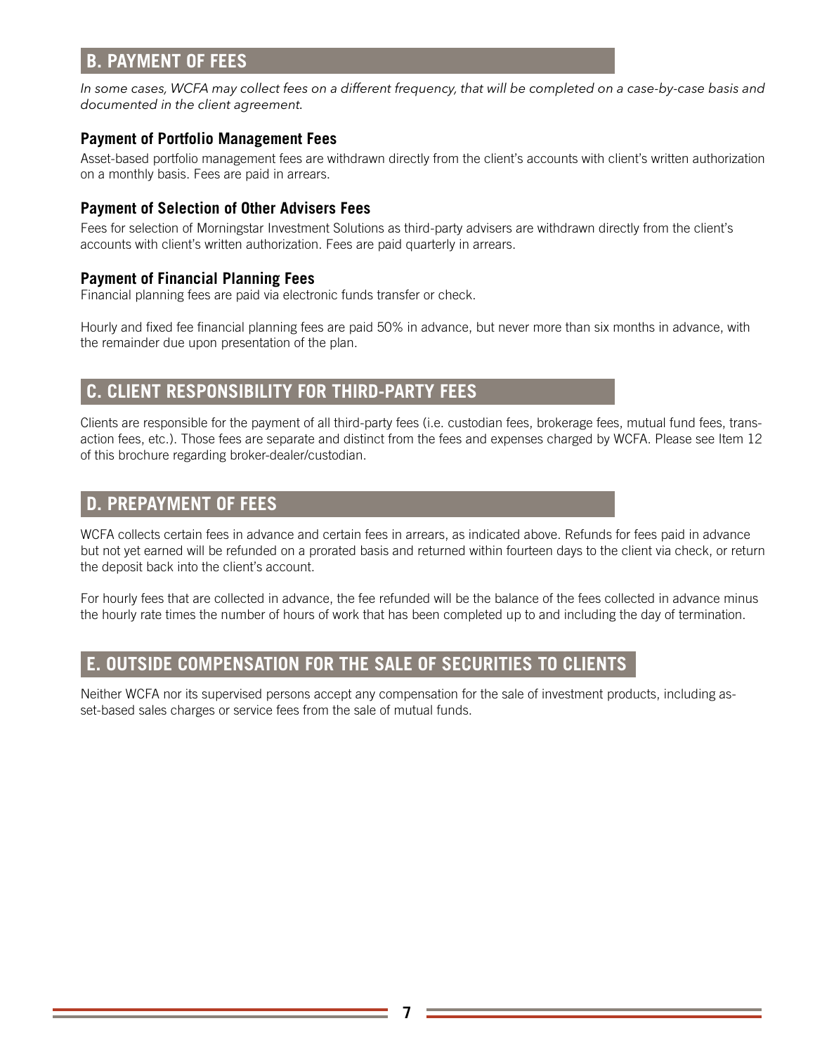## B. PAYMENT OF FEES

*In some cases, WCFA may collect fees on a different frequency, that will be completed on a case-by-case basis and documented in the client agreement.*

### Payment of Portfolio Management Fees

Asset-based portfolio management fees are withdrawn directly from the client's accounts with client's written authorization on a monthly basis. Fees are paid in arrears.

### Payment of Selection of Other Advisers Fees

Fees for selection of Morningstar Investment Solutions as third-party advisers are withdrawn directly from the client's accounts with client's written authorization. Fees are paid quarterly in arrears.

### Payment of Financial Planning Fees

Financial planning fees are paid via electronic funds transfer or check.

Hourly and fixed fee financial planning fees are paid 50% in advance, but never more than six months in advance, with the remainder due upon presentation of the plan.

## C. CLIENT RESPONSIBILITY FOR THIRD-PARTY FEES

Clients are responsible for the payment of all third-party fees (i.e. custodian fees, brokerage fees, mutual fund fees, transaction fees, etc.). Those fees are separate and distinct from the fees and expenses charged by WCFA. Please see Item 12 of this brochure regarding broker-dealer/custodian.

## D. PREPAYMENT OF FEES

WCFA collects certain fees in advance and certain fees in arrears, as indicated above. Refunds for fees paid in advance but not yet earned will be refunded on a prorated basis and returned within fourteen days to the client via check, or return the deposit back into the client's account.

For hourly fees that are collected in advance, the fee refunded will be the balance of the fees collected in advance minus the hourly rate times the number of hours of work that has been completed up to and including the day of termination.

## E. OUTSIDE COMPENSATION FOR THE SALE OF SECURITIES TO CLIENTS

Neither WCFA nor its supervised persons accept any compensation for the sale of investment products, including asset-based sales charges or service fees from the sale of mutual funds.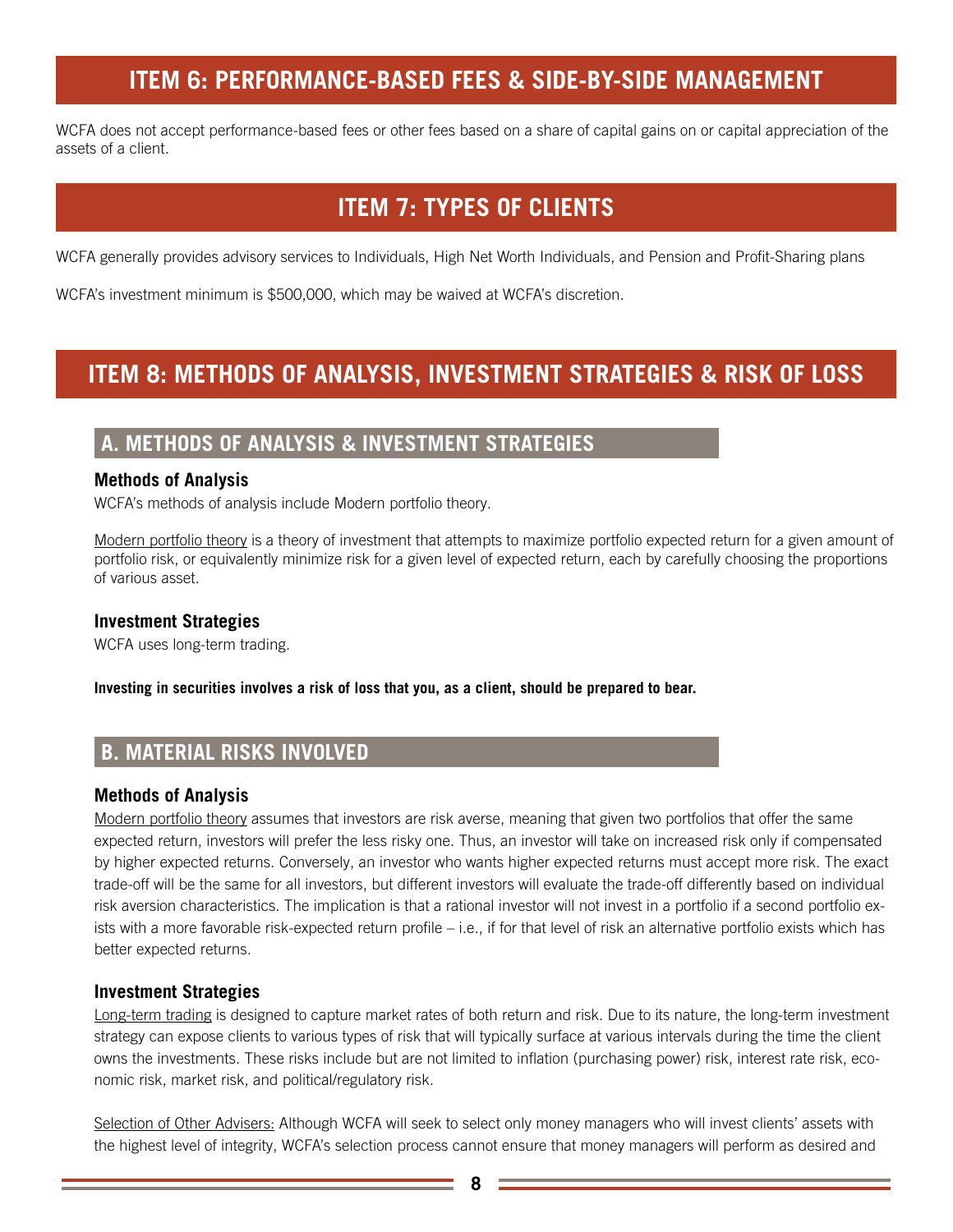## ITEM 6: PERFORMANCE-BASED FEES & SIDE-BY-SIDE MANAGEMENT

WCFA does not accept performance-based fees or other fees based on a share of capital gains on or capital appreciation of the assets of a client.

## ITEM 7: TYPES OF CLIENTS

WCFA generally provides advisory services to Individuals, High Net Worth Individuals, and Pension and Profit-Sharing plans

WCFA's investment minimum is $500,000, which may be waived at WCFA's discretion.

## ITEM 8: METHODS OF ANALYSIS, INVESTMENT STRATEGIES & RISK OF LOSS

### A. METHODS OF ANALYSIS & INVESTMENT STRATEGIES

#### Methods of Analysis

WCFA's methods of analysis include Modern portfolio theory.

Modern portfolio theory is a theory of investment that attempts to maximize portfolio expected return for a given amount of portfolio risk, or equivalently minimize risk for a given level of expected return, each by carefully choosing the proportions of various asset.

#### Investment Strategies

WCFA uses long-term trading.

**Investing in securities involves a risk of loss that you, as a client, should be prepared to bear.**

### B. MATERIAL RISKS INVOLVED

#### Methods of Analysis

Modern portfolio theory assumes that investors are risk averse, meaning that given two portfolios that offer the same expected return, investors will prefer the less risky one. Thus, an investor will take on increased risk only if compensated by higher expected returns. Conversely, an investor who wants higher expected returns must accept more risk. The exact trade-off will be the same for all investors, but different investors will evaluate the trade-off differently based on individual risk aversion characteristics. The implication is that a rational investor will not invest in a portfolio if a second portfolio exists with a more favorable risk-expected return profile – i.e., if for that level of risk an alternative portfolio exists which has better expected returns.

#### Investment Strategies

Long-term trading is designed to capture market rates of both return and risk. Due to its nature, the long-term investment strategy can expose clients to various types of risk that will typically surface at various intervals during the time the client owns the investments. These risks include but are not limited to inflation (purchasing power) risk, interest rate risk, economic risk, market risk, and political/regulatory risk.

Selection of Other Advisers: Although WCFA will seek to select only money managers who will invest clients' assets with the highest level of integrity, WCFA's selection process cannot ensure that money managers will perform as desired and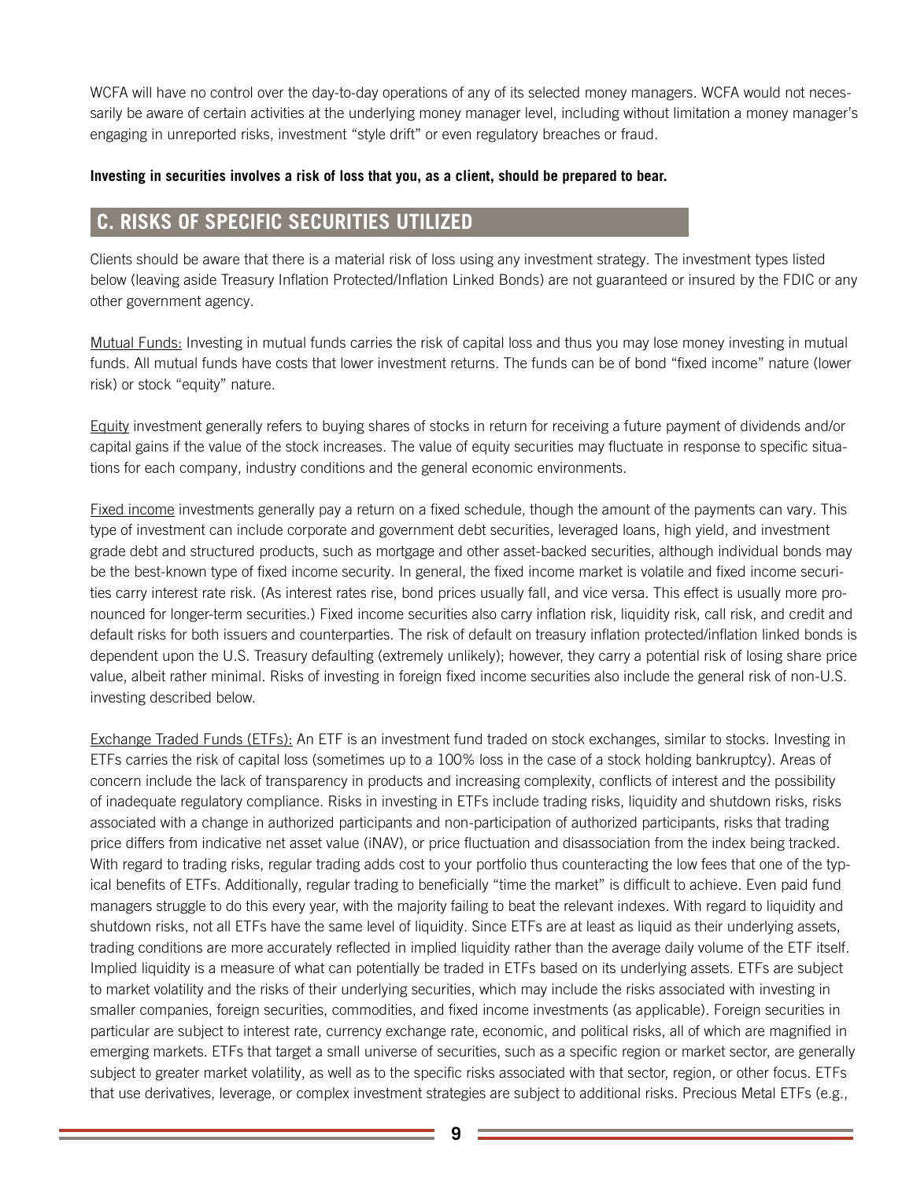WCFA will have no control over the day-to-day operations of any of its selected money managers. WCFA would not necessarily be aware of certain activities at the underlying money manager level, including without limitation a money manager's engaging in unreported risks, investment "style drift" or even regulatory breaches or fraud.

**Investing in securities involves a risk of loss that you, as a client, should be prepared to bear.**

## C. RISKS OF SPECIFIC SECURITIES UTILIZED

Clients should be aware that there is a material risk of loss using any investment strategy. The investment types listed below (leaving aside Treasury Inflation Protected/Inflation Linked Bonds) are not guaranteed or insured by the FDIC or any other government agency.

Mutual Funds: Investing in mutual funds carries the risk of capital loss and thus you may lose money investing in mutual funds. All mutual funds have costs that lower investment returns. The funds can be of bond "fixed income" nature (lower risk) or stock "equity" nature.

Equity investment generally refers to buying shares of stocks in return for receiving a future payment of dividends and/or capital gains if the value of the stock increases. The value of equity securities may fluctuate in response to specific situations for each company, industry conditions and the general economic environments.

Fixed income investments generally pay a return on a fixed schedule, though the amount of the payments can vary. This type of investment can include corporate and government debt securities, leveraged loans, high yield, and investment grade debt and structured products, such as mortgage and other asset-backed securities, although individual bonds may be the best-known type of fixed income security. In general, the fixed income market is volatile and fixed income securities carry interest rate risk. (As interest rates rise, bond prices usually fall, and vice versa. This effect is usually more pronounced for longer-term securities.) Fixed income securities also carry inflation risk, liquidity risk, call risk, and credit and default risks for both issuers and counterparties. The risk of default on treasury inflation protected/inflation linked bonds is dependent upon the U.S. Treasury defaulting (extremely unlikely); however, they carry a potential risk of losing share price value, albeit rather minimal. Risks of investing in foreign fixed income securities also include the general risk of non-U.S. investing described below.

Exchange Traded Funds (ETFs): An ETF is an investment fund traded on stock exchanges, similar to stocks. Investing in ETFs carries the risk of capital loss (sometimes up to a 100% loss in the case of a stock holding bankruptcy). Areas of concern include the lack of transparency in products and increasing complexity, conflicts of interest and the possibility of inadequate regulatory compliance. Risks in investing in ETFs include trading risks, liquidity and shutdown risks, risks associated with a change in authorized participants and non-participation of authorized participants, risks that trading price differs from indicative net asset value (iNAV), or price fluctuation and disassociation from the index being tracked. With regard to trading risks, regular trading adds cost to your portfolio thus counteracting the low fees that one of the typical benefits of ETFs. Additionally, regular trading to beneficially "time the market" is difficult to achieve. Even paid fund managers struggle to do this every year, with the majority failing to beat the relevant indexes. With regard to liquidity and shutdown risks, not all ETFs have the same level of liquidity. Since ETFs are at least as liquid as their underlying assets, trading conditions are more accurately reflected in implied liquidity rather than the average daily volume of the ETF itself. Implied liquidity is a measure of what can potentially be traded in ETFs based on its underlying assets. ETFs are subject to market volatility and the risks of their underlying securities, which may include the risks associated with investing in smaller companies, foreign securities, commodities, and fixed income investments (as applicable). Foreign securities in particular are subject to interest rate, currency exchange rate, economic, and political risks, all of which are magnified in emerging markets. ETFs that target a small universe of securities, such as a specific region or market sector, are generally subject to greater market volatility, as well as to the specific risks associated with that sector, region, or other focus. ETFs that use derivatives, leverage, or complex investment strategies are subject to additional risks. Precious Metal ETFs (e.g.,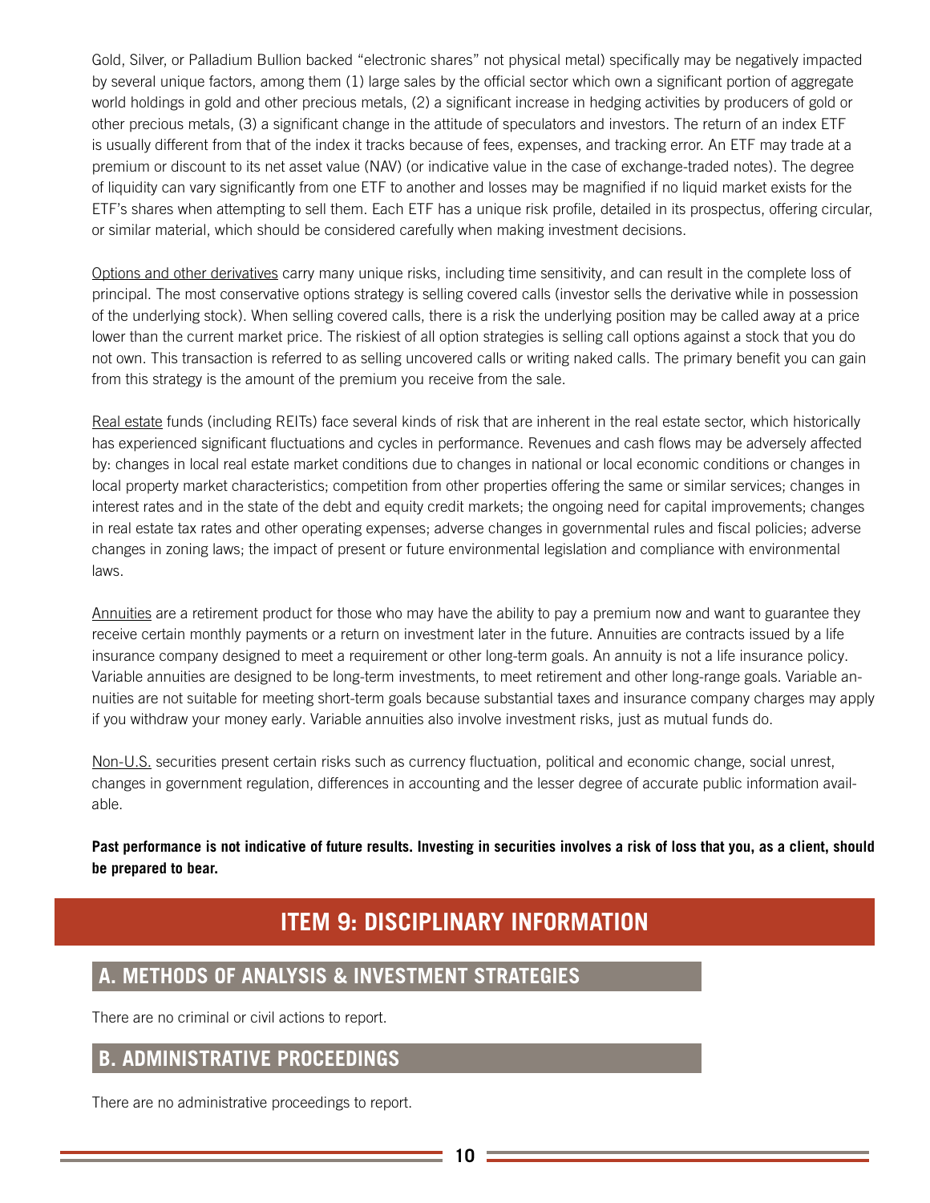Gold, Silver, or Palladium Bullion backed "electronic shares" not physical metal) specifically may be negatively impacted by several unique factors, among them (1) large sales by the official sector which own a significant portion of aggregate world holdings in gold and other precious metals, (2) a significant increase in hedging activities by producers of gold or other precious metals, (3) a significant change in the attitude of speculators and investors. The return of an index ETF is usually different from that of the index it tracks because of fees, expenses, and tracking error. An ETF may trade at a premium or discount to its net asset value (NAV) (or indicative value in the case of exchange-traded notes). The degree of liquidity can vary significantly from one ETF to another and losses may be magnified if no liquid market exists for the ETF's shares when attempting to sell them. Each ETF has a unique risk profile, detailed in its prospectus, offering circular, or similar material, which should be considered carefully when making investment decisions.

Options and other derivatives carry many unique risks, including time sensitivity, and can result in the complete loss of principal. The most conservative options strategy is selling covered calls (investor sells the derivative while in possession of the underlying stock). When selling covered calls, there is a risk the underlying position may be called away at a price lower than the current market price. The riskiest of all option strategies is selling call options against a stock that you do not own. This transaction is referred to as selling uncovered calls or writing naked calls. The primary benefit you can gain from this strategy is the amount of the premium you receive from the sale.

Real estate funds (including REITs) face several kinds of risk that are inherent in the real estate sector, which historically has experienced significant fluctuations and cycles in performance. Revenues and cash flows may be adversely affected by: changes in local real estate market conditions due to changes in national or local economic conditions or changes in local property market characteristics; competition from other properties offering the same or similar services; changes in interest rates and in the state of the debt and equity credit markets; the ongoing need for capital improvements; changes in real estate tax rates and other operating expenses; adverse changes in governmental rules and fiscal policies; adverse changes in zoning laws; the impact of present or future environmental legislation and compliance with environmental laws.

Annuities are a retirement product for those who may have the ability to pay a premium now and want to guarantee they receive certain monthly payments or a return on investment later in the future. Annuities are contracts issued by a life insurance company designed to meet a requirement or other long-term goals. An annuity is not a life insurance policy. Variable annuities are designed to be long-term investments, to meet retirement and other long-range goals. Variable annuities are not suitable for meeting short-term goals because substantial taxes and insurance company charges may apply if you withdraw your money early. Variable annuities also involve investment risks, just as mutual funds do.

Non-U.S. securities present certain risks such as currency fluctuation, political and economic change, social unrest, changes in government regulation, differences in accounting and the lesser degree of accurate public information available.

**Past performance is not indicative of future results. Investing in securities involves a risk of loss that you, as a client, should be prepared to bear.**

# ITEM 9: DISCIPLINARY INFORMATION

## A. METHODS OF ANALYSIS & INVESTMENT STRATEGIES

There are no criminal or civil actions to report.

## B. ADMINISTRATIVE PROCEEDINGS

There are no administrative proceedings to report.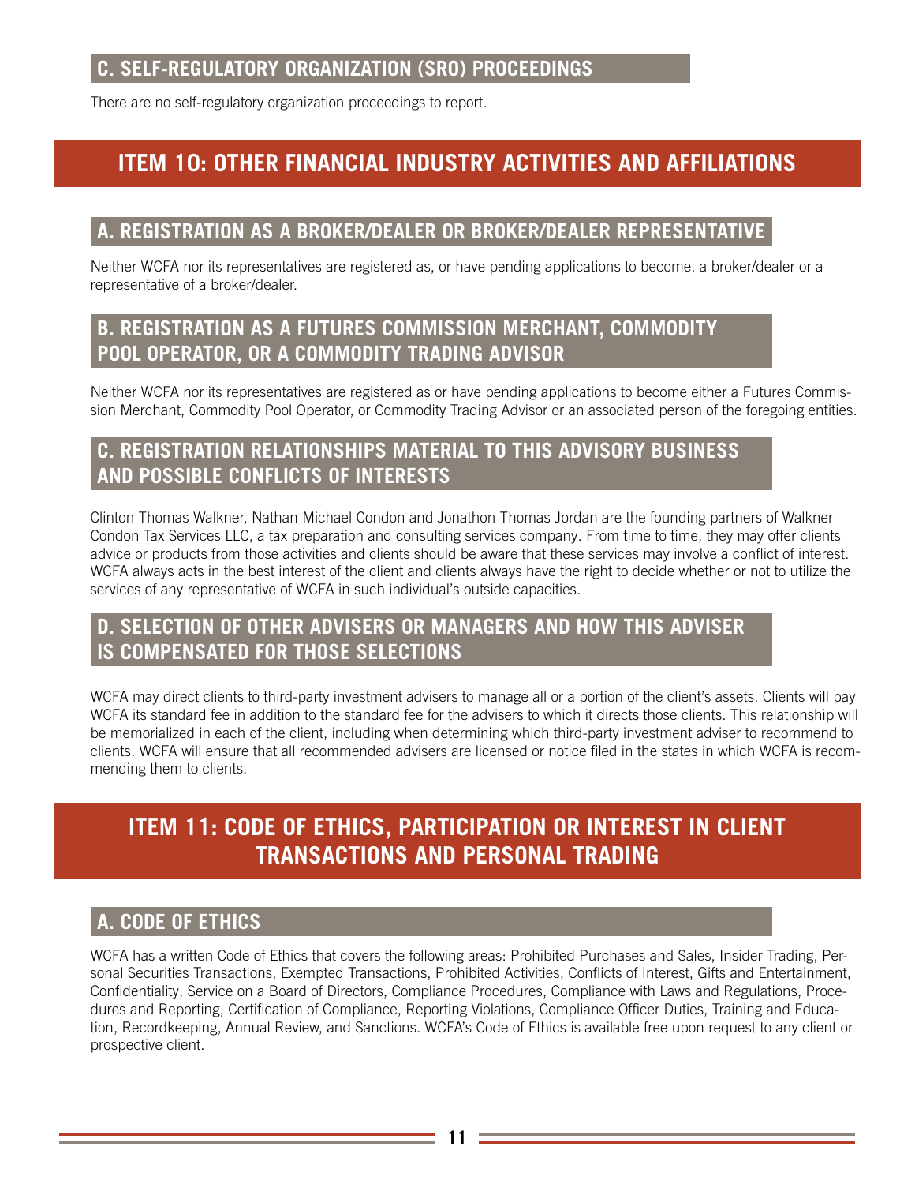### C. SELF-REGULATORY ORGANIZATION (SRO) PROCEEDINGS

There are no self-regulatory organization proceedings to report.

## ITEM 10: OTHER FINANCIAL INDUSTRY ACTIVITIES AND AFFILIATIONS

### A. REGISTRATION AS A BROKER/DEALER OR BROKER/DEALER REPRESENTATIVE

Neither WCFA nor its representatives are registered as, or have pending applications to become, a broker/dealer or a representative of a broker/dealer.

### B. REGISTRATION AS A FUTURES COMMISSION MERCHANT, COMMODITY POOL OPERATOR, OR A COMMODITY TRADING ADVISOR

Neither WCFA nor its representatives are registered as or have pending applications to become either a Futures Commission Merchant, Commodity Pool Operator, or Commodity Trading Advisor or an associated person of the foregoing entities.

### C. REGISTRATION RELATIONSHIPS MATERIAL TO THIS ADVISORY BUSINESS AND POSSIBLE CONFLICTS OF INTERESTS

Clinton Thomas Walkner, Nathan Michael Condon and Jonathon Thomas Jordan are the founding partners of Walkner Condon Tax Services LLC, a tax preparation and consulting services company. From time to time, they may offer clients advice or products from those activities and clients should be aware that these services may involve a conflict of interest. WCFA always acts in the best interest of the client and clients always have the right to decide whether or not to utilize the services of any representative of WCFA in such individual's outside capacities.

### D. SELECTION OF OTHER ADVISERS OR MANAGERS AND HOW THIS ADVISER IS COMPENSATED FOR THOSE SELECTIONS

WCFA may direct clients to third-party investment advisers to manage all or a portion of the client's assets. Clients will pay WCFA its standard fee in addition to the standard fee for the advisers to which it directs those clients. This relationship will be memorialized in each of the client, including when determining which third-party investment adviser to recommend to clients. WCFA will ensure that all recommended advisers are licensed or notice filed in the states in which WCFA is recommending them to clients.

## ITEM 11: CODE OF ETHICS, PARTICIPATION OR INTEREST IN CLIENT TRANSACTIONS AND PERSONAL TRADING

### A. CODE OF ETHICS

WCFA has a written Code of Ethics that covers the following areas: Prohibited Purchases and Sales, Insider Trading, Personal Securities Transactions, Exempted Transactions, Prohibited Activities, Conflicts of Interest, Gifts and Entertainment, Confidentiality, Service on a Board of Directors, Compliance Procedures, Compliance with Laws and Regulations, Procedures and Reporting, Certification of Compliance, Reporting Violations, Compliance Officer Duties, Training and Education, Recordkeeping, Annual Review, and Sanctions. WCFA's Code of Ethics is available free upon request to any client or prospective client.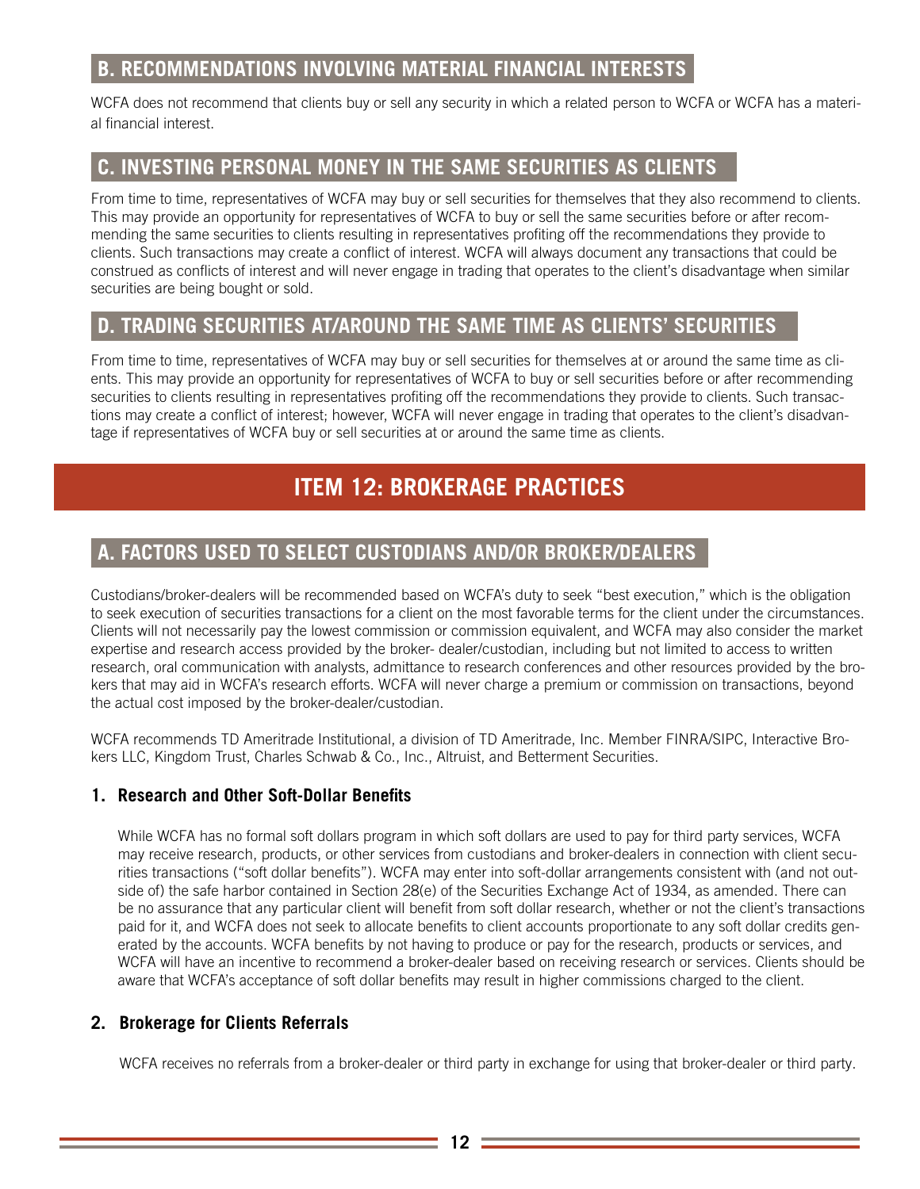## B. RECOMMENDATIONS INVOLVING MATERIAL FINANCIAL INTERESTS

WCFA does not recommend that clients buy or sell any security in which a related person to WCFA or WCFA has a material financial interest.

## C. INVESTING PERSONAL MONEY IN THE SAME SECURITIES AS CLIENTS

From time to time, representatives of WCFA may buy or sell securities for themselves that they also recommend to clients. This may provide an opportunity for representatives of WCFA to buy or sell the same securities before or after recommending the same securities to clients resulting in representatives profiting off the recommendations they provide to clients. Such transactions may create a conflict of interest. WCFA will always document any transactions that could be construed as conflicts of interest and will never engage in trading that operates to the client's disadvantage when similar securities are being bought or sold.

## D. TRADING SECURITIES AT/AROUND THE SAME TIME AS CLIENTS' SECURITIES

From time to time, representatives of WCFA may buy or sell securities for themselves at or around the same time as clients. This may provide an opportunity for representatives of WCFA to buy or sell securities before or after recommending securities to clients resulting in representatives profiting off the recommendations they provide to clients. Such transactions may create a conflict of interest; however, WCFA will never engage in trading that operates to the client's disadvantage if representatives of WCFA buy or sell securities at or around the same time as clients.

# ITEM 12: BROKERAGE PRACTICES

## A. FACTORS USED TO SELECT CUSTODIANS AND/OR BROKER/DEALERS

Custodians/broker-dealers will be recommended based on WCFA's duty to seek "best execution," which is the obligation to seek execution of securities transactions for a client on the most favorable terms for the client under the circumstances. Clients will not necessarily pay the lowest commission or commission equivalent, and WCFA may also consider the market expertise and research access provided by the broker- dealer/custodian, including but not limited to access to written research, oral communication with analysts, admittance to research conferences and other resources provided by the brokers that may aid in WCFA's research efforts. WCFA will never charge a premium or commission on transactions, beyond the actual cost imposed by the broker-dealer/custodian.

WCFA recommends TD Ameritrade Institutional, a division of TD Ameritrade, Inc. Member FINRA/SIPC, Interactive Brokers LLC, Kingdom Trust, Charles Schwab & Co., Inc., Altruist, and Betterment Securities.

### 1. Research and Other Soft-Dollar Benefits

While WCFA has no formal soft dollars program in which soft dollars are used to pay for third party services, WCFA may receive research, products, or other services from custodians and broker-dealers in connection with client securities transactions ("soft dollar benefits"). WCFA may enter into soft-dollar arrangements consistent with (and not outside of) the safe harbor contained in Section 28(e) of the Securities Exchange Act of 1934, as amended. There can be no assurance that any particular client will benefit from soft dollar research, whether or not the client's transactions paid for it, and WCFA does not seek to allocate benefits to client accounts proportionate to any soft dollar credits generated by the accounts. WCFA benefits by not having to produce or pay for the research, products or services, and WCFA will have an incentive to recommend a broker-dealer based on receiving research or services. Clients should be aware that WCFA's acceptance of soft dollar benefits may result in higher commissions charged to the client.

### 2. Brokerage for Clients Referrals

WCFA receives no referrals from a broker-dealer or third party in exchange for using that broker-dealer or third party.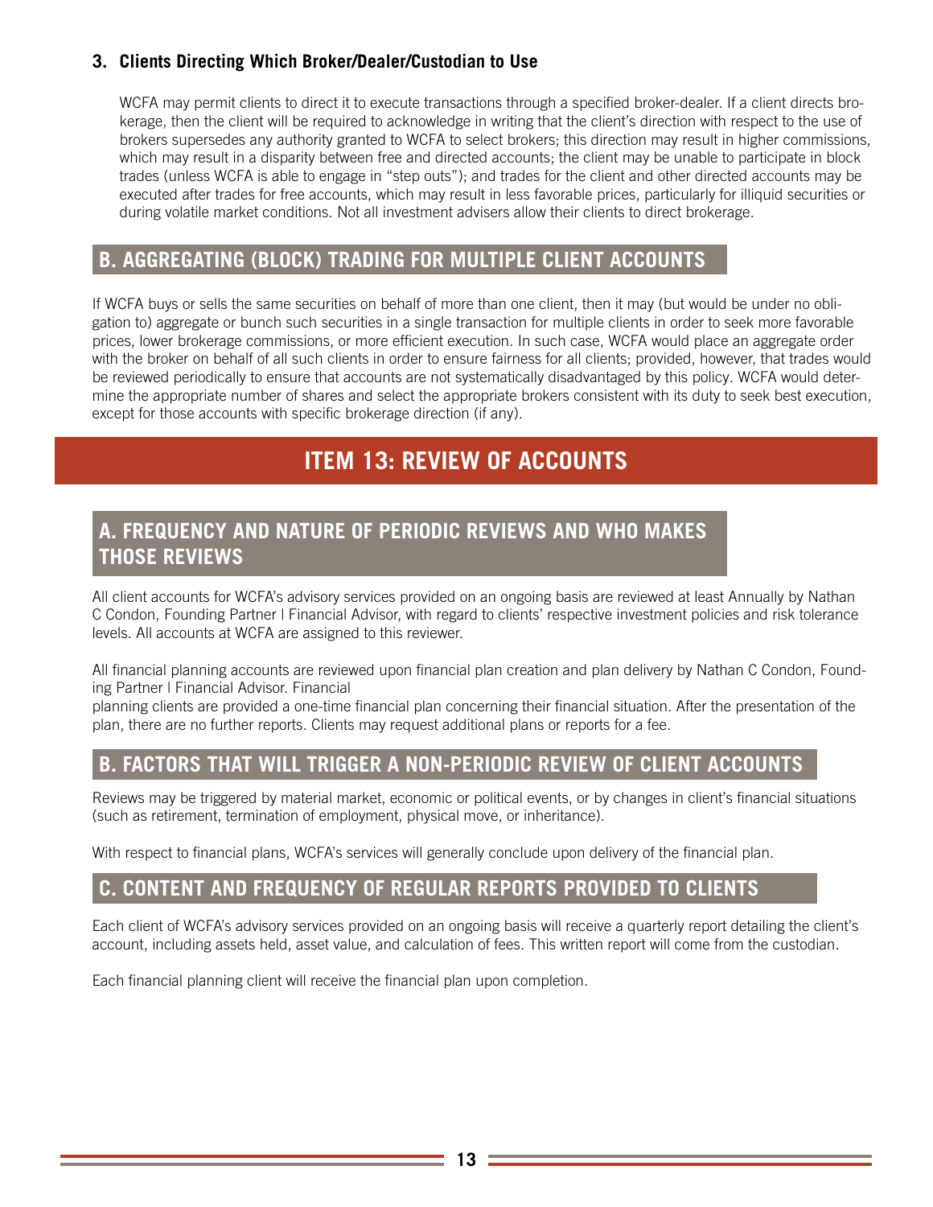### 3. Clients Directing Which Broker/Dealer/Custodian to Use

WCFA may permit clients to direct it to execute transactions through a specified broker-dealer. If a client directs brokerage, then the client will be required to acknowledge in writing that the client's direction with respect to the use of brokers supersedes any authority granted to WCFA to select brokers; this direction may result in higher commissions, which may result in a disparity between free and directed accounts; the client may be unable to participate in block trades (unless WCFA is able to engage in "step outs"); and trades for the client and other directed accounts may be executed after trades for free accounts, which may result in less favorable prices, particularly for illiquid securities or during volatile market conditions. Not all investment advisers allow their clients to direct brokerage.

## B. AGGREGATING (BLOCK) TRADING FOR MULTIPLE CLIENT ACCOUNTS

If WCFA buys or sells the same securities on behalf of more than one client, then it may (but would be under no obligation to) aggregate or bunch such securities in a single transaction for multiple clients in order to seek more favorable prices, lower brokerage commissions, or more efficient execution. In such case, WCFA would place an aggregate order with the broker on behalf of all such clients in order to ensure fairness for all clients; provided, however, that trades would be reviewed periodically to ensure that accounts are not systematically disadvantaged by this policy. WCFA would determine the appropriate number of shares and select the appropriate brokers consistent with its duty to seek best execution, except for those accounts with specific brokerage direction (if any).

# ITEM 13: REVIEW OF ACCOUNTS

## A. FREQUENCY AND NATURE OF PERIODIC REVIEWS AND WHO MAKES THOSE REVIEWS

All client accounts for WCFA's advisory services provided on an ongoing basis are reviewed at least Annually by Nathan C Condon, Founding Partner | Financial Advisor, with regard to clients' respective investment policies and risk tolerance levels. All accounts at WCFA are assigned to this reviewer.

All financial planning accounts are reviewed upon financial plan creation and plan delivery by Nathan C Condon, Founding Partner | Financial Advisor. Financial
planning clients are provided a one-time financial plan concerning their financial situation. After the presentation of the plan, there are no further reports. Clients may request additional plans or reports for a fee.

## B. FACTORS THAT WILL TRIGGER A NON-PERIODIC REVIEW OF CLIENT ACCOUNTS

Reviews may be triggered by material market, economic or political events, or by changes in client's financial situations (such as retirement, termination of employment, physical move, or inheritance).

With respect to financial plans, WCFA's services will generally conclude upon delivery of the financial plan.

## C. CONTENT AND FREQUENCY OF REGULAR REPORTS PROVIDED TO CLIENTS

Each client of WCFA's advisory services provided on an ongoing basis will receive a quarterly report detailing the client's account, including assets held, asset value, and calculation of fees. This written report will come from the custodian.

Each financial planning client will receive the financial plan upon completion.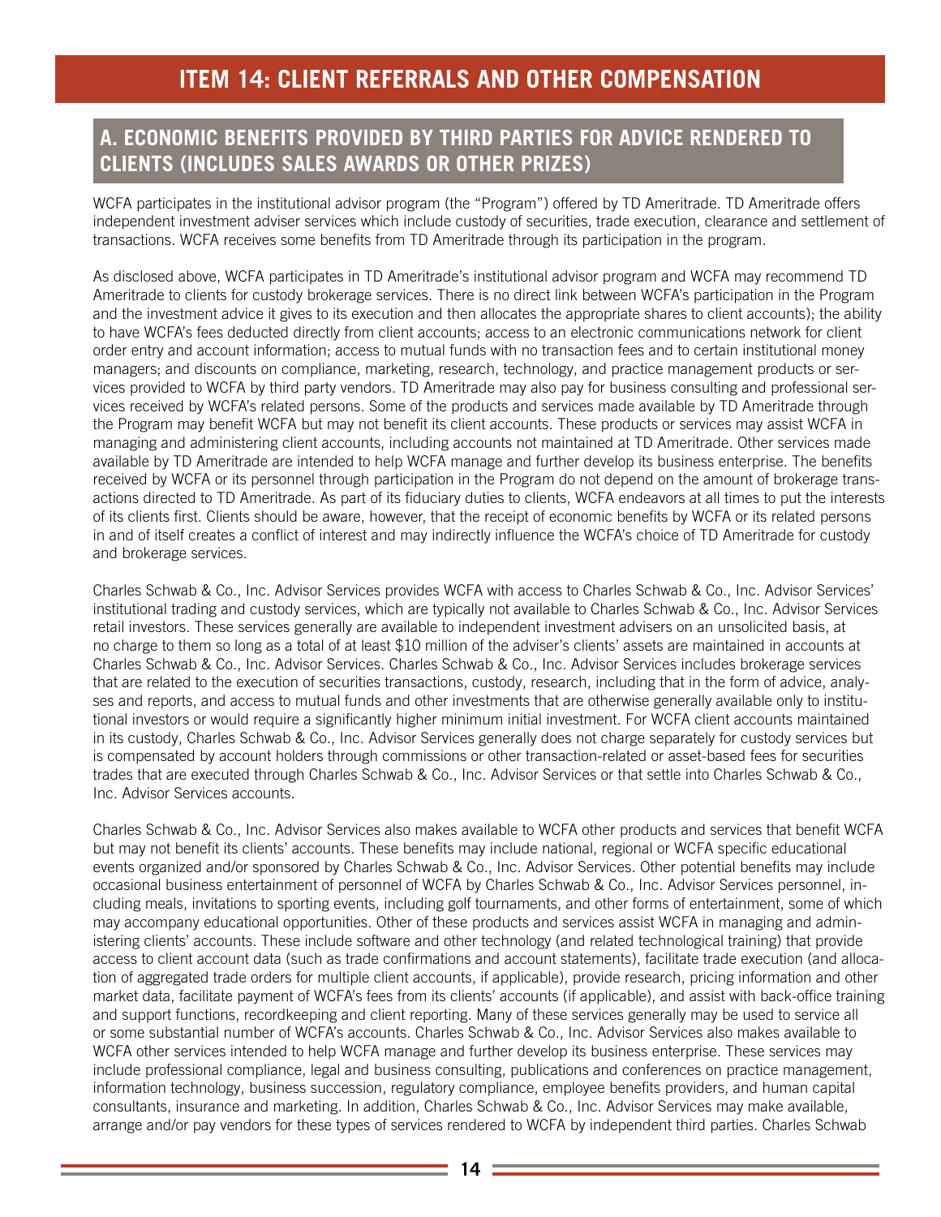# ITEM 14: CLIENT REFERRALS AND OTHER COMPENSATION

## A. ECONOMIC BENEFITS PROVIDED BY THIRD PARTIES FOR ADVICE RENDERED TO CLIENTS (INCLUDES SALES AWARDS OR OTHER PRIZES)

WCFA participates in the institutional advisor program (the "Program") offered by TD Ameritrade. TD Ameritrade offers independent investment adviser services which include custody of securities, trade execution, clearance and settlement of transactions. WCFA receives some benefits from TD Ameritrade through its participation in the program.

As disclosed above, WCFA participates in TD Ameritrade's institutional advisor program and WCFA may recommend TD Ameritrade to clients for custody brokerage services. There is no direct link between WCFA's participation in the Program and the investment advice it gives to its execution and then allocates the appropriate shares to client accounts); the ability to have WCFA's fees deducted directly from client accounts; access to an electronic communications network for client order entry and account information; access to mutual funds with no transaction fees and to certain institutional money managers; and discounts on compliance, marketing, research, technology, and practice management products or services provided to WCFA by third party vendors. TD Ameritrade may also pay for business consulting and professional services received by WCFA's related persons. Some of the products and services made available by TD Ameritrade through the Program may benefit WCFA but may not benefit its client accounts. These products or services may assist WCFA in managing and administering client accounts, including accounts not maintained at TD Ameritrade. Other services made available by TD Ameritrade are intended to help WCFA manage and further develop its business enterprise. The benefits received by WCFA or its personnel through participation in the Program do not depend on the amount of brokerage transactions directed to TD Ameritrade. As part of its fiduciary duties to clients, WCFA endeavors at all times to put the interests of its clients first. Clients should be aware, however, that the receipt of economic benefits by WCFA or its related persons in and of itself creates a conflict of interest and may indirectly influence the WCFA's choice of TD Ameritrade for custody and brokerage services.

Charles Schwab & Co., Inc. Advisor Services provides WCFA with access to Charles Schwab & Co., Inc. Advisor Services' institutional trading and custody services, which are typically not available to Charles Schwab & Co., Inc. Advisor Services retail investors. These services generally are available to independent investment advisers on an unsolicited basis, at no charge to them so long as a total of at least $10 million of the adviser's clients' assets are maintained in accounts at Charles Schwab & Co., Inc. Advisor Services. Charles Schwab & Co., Inc. Advisor Services includes brokerage services that are related to the execution of securities transactions, custody, research, including that in the form of advice, analyses and reports, and access to mutual funds and other investments that are otherwise generally available only to institutional investors or would require a significantly higher minimum initial investment. For WCFA client accounts maintained in its custody, Charles Schwab & Co., Inc. Advisor Services generally does not charge separately for custody services but is compensated by account holders through commissions or other transaction-related or asset-based fees for securities trades that are executed through Charles Schwab & Co., Inc. Advisor Services or that settle into Charles Schwab & Co., Inc. Advisor Services accounts.

Charles Schwab & Co., Inc. Advisor Services also makes available to WCFA other products and services that benefit WCFA but may not benefit its clients' accounts. These benefits may include national, regional or WCFA specific educational events organized and/or sponsored by Charles Schwab & Co., Inc. Advisor Services. Other potential benefits may include occasional business entertainment of personnel of WCFA by Charles Schwab & Co., Inc. Advisor Services personnel, including meals, invitations to sporting events, including golf tournaments, and other forms of entertainment, some of which may accompany educational opportunities. Other of these products and services assist WCFA in managing and administering clients' accounts. These include software and other technology (and related technological training) that provide access to client account data (such as trade confirmations and account statements), facilitate trade execution (and allocation of aggregated trade orders for multiple client accounts, if applicable), provide research, pricing information and other market data, facilitate payment of WCFA's fees from its clients' accounts (if applicable), and assist with back-office training and support functions, recordkeeping and client reporting. Many of these services generally may be used to service all or some substantial number of WCFA's accounts. Charles Schwab & Co., Inc. Advisor Services also makes available to WCFA other services intended to help WCFA manage and further develop its business enterprise. These services may include professional compliance, legal and business consulting, publications and conferences on practice management, information technology, business succession, regulatory compliance, employee benefits providers, and human capital consultants, insurance and marketing. In addition, Charles Schwab & Co., Inc. Advisor Services may make available, arrange and/or pay vendors for these types of services rendered to WCFA by independent third parties. Charles Schwab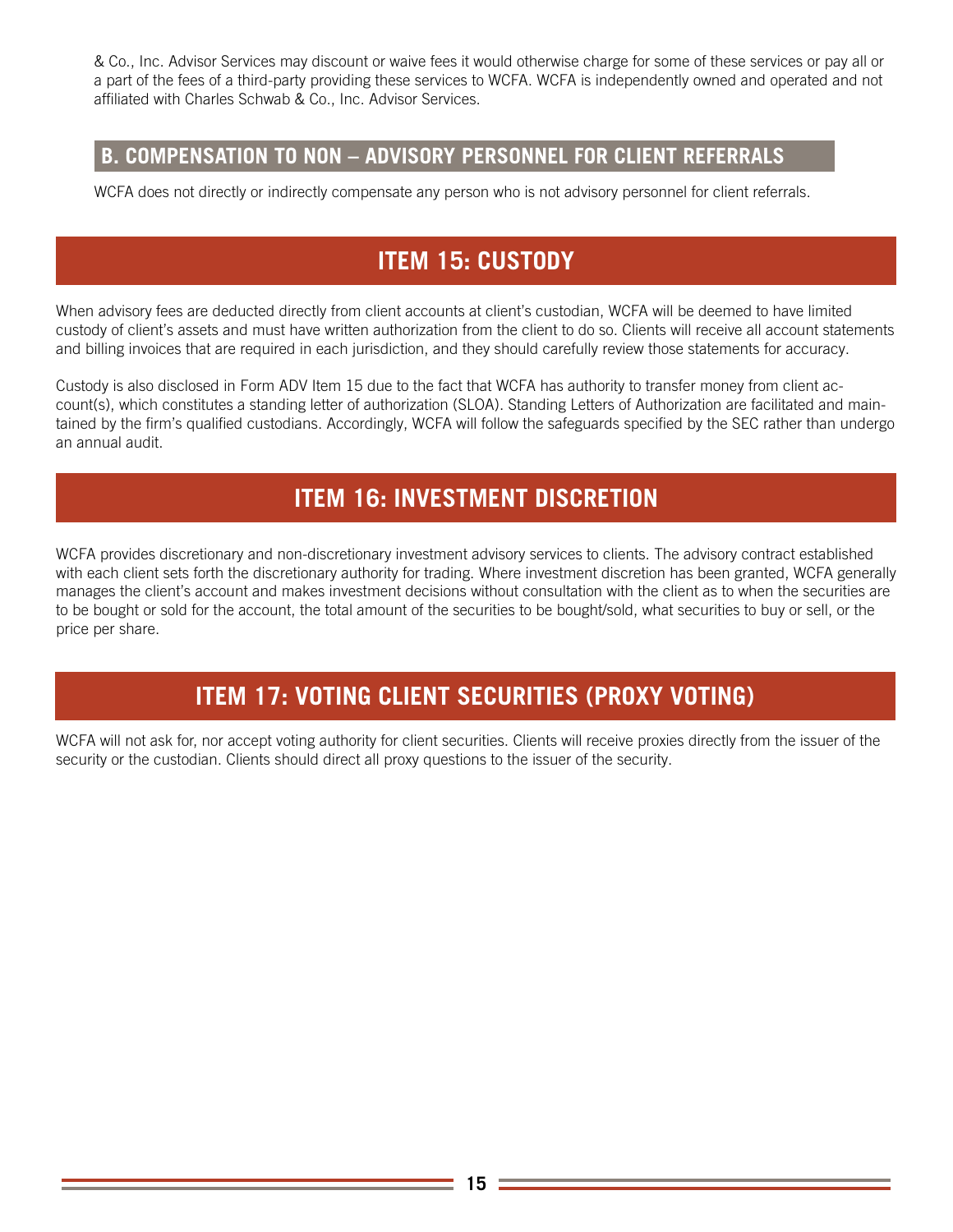& Co., Inc. Advisor Services may discount or waive fees it would otherwise charge for some of these services or pay all or a part of the fees of a third-party providing these services to WCFA. WCFA is independently owned and operated and not affiliated with Charles Schwab & Co., Inc. Advisor Services.

### B. COMPENSATION TO NON – ADVISORY PERSONNEL FOR CLIENT REFERRALS

WCFA does not directly or indirectly compensate any person who is not advisory personnel for client referrals.

## ITEM 15: CUSTODY

When advisory fees are deducted directly from client accounts at client's custodian, WCFA will be deemed to have limited custody of client's assets and must have written authorization from the client to do so. Clients will receive all account statements and billing invoices that are required in each jurisdiction, and they should carefully review those statements for accuracy.

Custody is also disclosed in Form ADV Item 15 due to the fact that WCFA has authority to transfer money from client account(s), which constitutes a standing letter of authorization (SLOA). Standing Letters of Authorization are facilitated and maintained by the firm's qualified custodians. Accordingly, WCFA will follow the safeguards specified by the SEC rather than undergo an annual audit.

## ITEM 16: INVESTMENT DISCRETION

WCFA provides discretionary and non-discretionary investment advisory services to clients. The advisory contract established with each client sets forth the discretionary authority for trading. Where investment discretion has been granted, WCFA generally manages the client's account and makes investment decisions without consultation with the client as to when the securities are to be bought or sold for the account, the total amount of the securities to be bought/sold, what securities to buy or sell, or the price per share.

## ITEM 17: VOTING CLIENT SECURITIES (PROXY VOTING)

WCFA will not ask for, nor accept voting authority for client securities. Clients will receive proxies directly from the issuer of the security or the custodian. Clients should direct all proxy questions to the issuer of the security.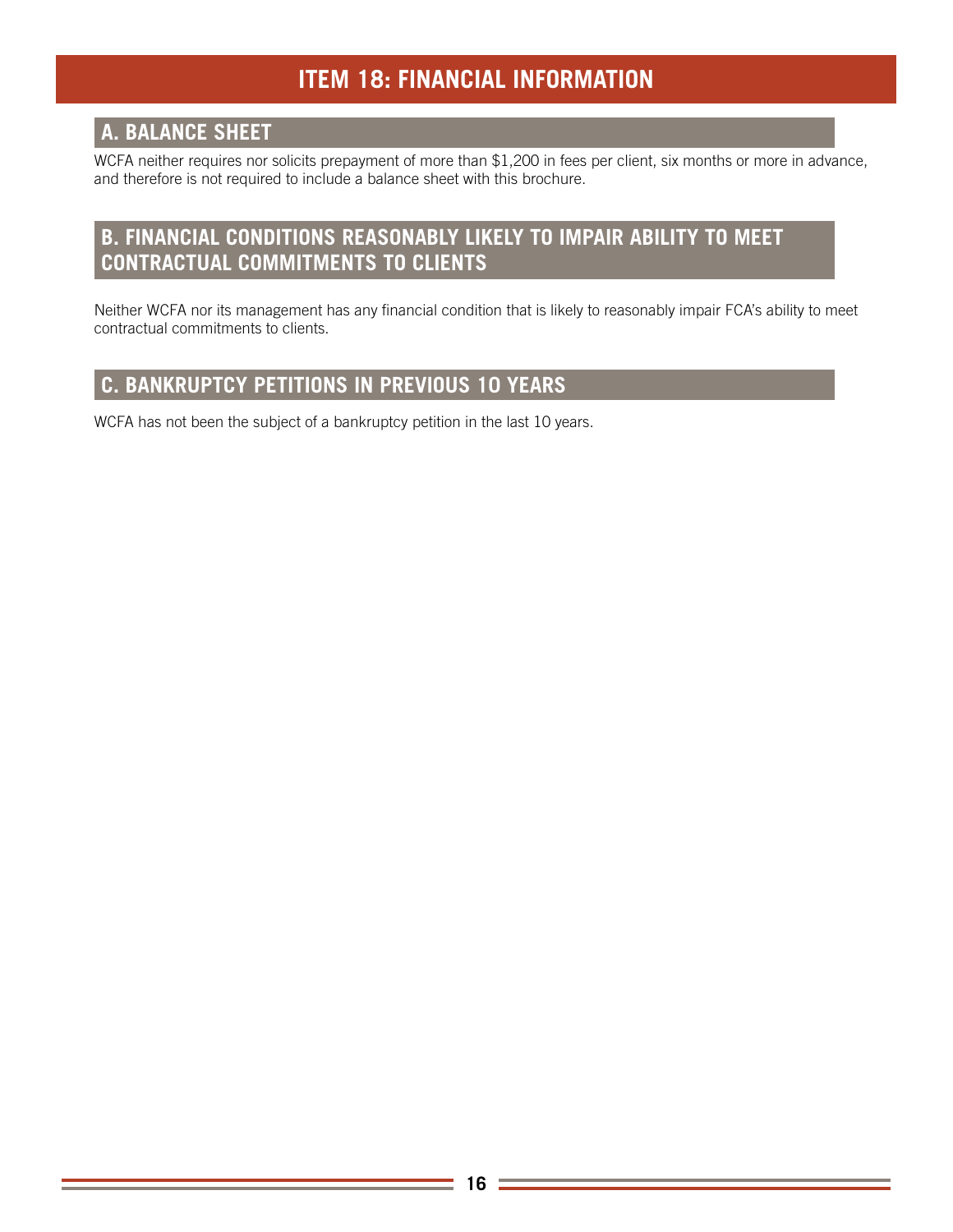# ITEM 18: FINANCIAL INFORMATION

## A. BALANCE SHEET

WCFA neither requires nor solicits prepayment of more than $1,200 in fees per client, six months or more in advance, and therefore is not required to include a balance sheet with this brochure.

## B. FINANCIAL CONDITIONS REASONABLY LIKELY TO IMPAIR ABILITY TO MEET CONTRACTUAL COMMITMENTS TO CLIENTS

Neither WCFA nor its management has any financial condition that is likely to reasonably impair FCA's ability to meet contractual commitments to clients.

## C. BANKRUPTCY PETITIONS IN PREVIOUS 10 YEARS

WCFA has not been the subject of a bankruptcy petition in the last 10 years.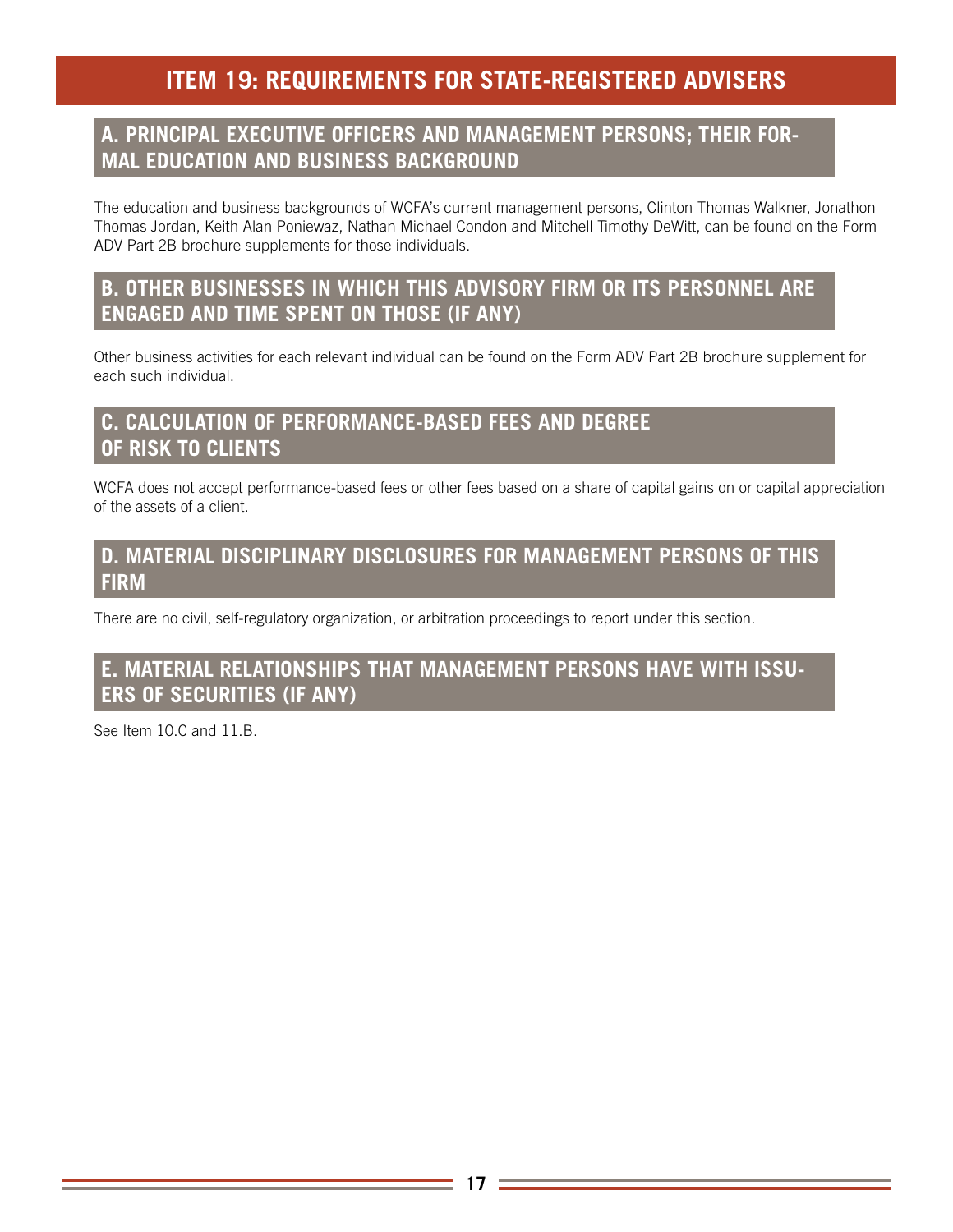# ITEM 19: REQUIREMENTS FOR STATE-REGISTERED ADVISERS

## A. PRINCIPAL EXECUTIVE OFFICERS AND MANAGEMENT PERSONS; THEIR FORMAL EDUCATION AND BUSINESS BACKGROUND

The education and business backgrounds of WCFA's current management persons, Clinton Thomas Walkner, Jonathon Thomas Jordan, Keith Alan Poniewaz, Nathan Michael Condon and Mitchell Timothy DeWitt, can be found on the Form ADV Part 2B brochure supplements for those individuals.

## B. OTHER BUSINESSES IN WHICH THIS ADVISORY FIRM OR ITS PERSONNEL ARE ENGAGED AND TIME SPENT ON THOSE (IF ANY)

Other business activities for each relevant individual can be found on the Form ADV Part 2B brochure supplement for each such individual.

## C. CALCULATION OF PERFORMANCE-BASED FEES AND DEGREE OF RISK TO CLIENTS

WCFA does not accept performance-based fees or other fees based on a share of capital gains on or capital appreciation of the assets of a client.

## D. MATERIAL DISCIPLINARY DISCLOSURES FOR MANAGEMENT PERSONS OF THIS FIRM

There are no civil, self-regulatory organization, or arbitration proceedings to report under this section.

## E. MATERIAL RELATIONSHIPS THAT MANAGEMENT PERSONS HAVE WITH ISSUERS OF SECURITIES (IF ANY)

See Item 10.C and 11.B.